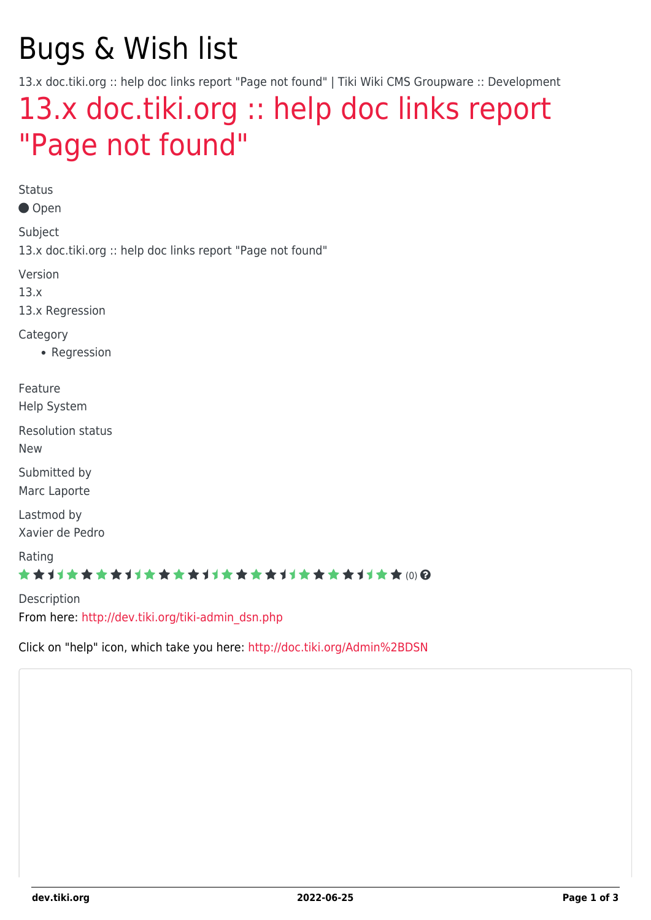# Bugs & Wish list

13.x doc.tiki.org :: help doc links report "Page not found" | Tiki Wiki CMS Groupware :: Development

## 13.x doc.tiki.org :: help doc links report "Page not found"

Status

Open

Subject

13.x doc.tiki.org :: help doc links report "Page not found"

Version

13.x

13.x Regression

Category

- Regression

Feature

Help System

Resolution status

New

Submitted by

Marc Laporte

Lastmod by

Xavier de Pedro

Rating

(0)

Description

From here: http://dev.tiki.org/tiki-admin_dsn.php

Click on "help" icon, which take you here: http://doc.tiki.org/Admin%2BDSN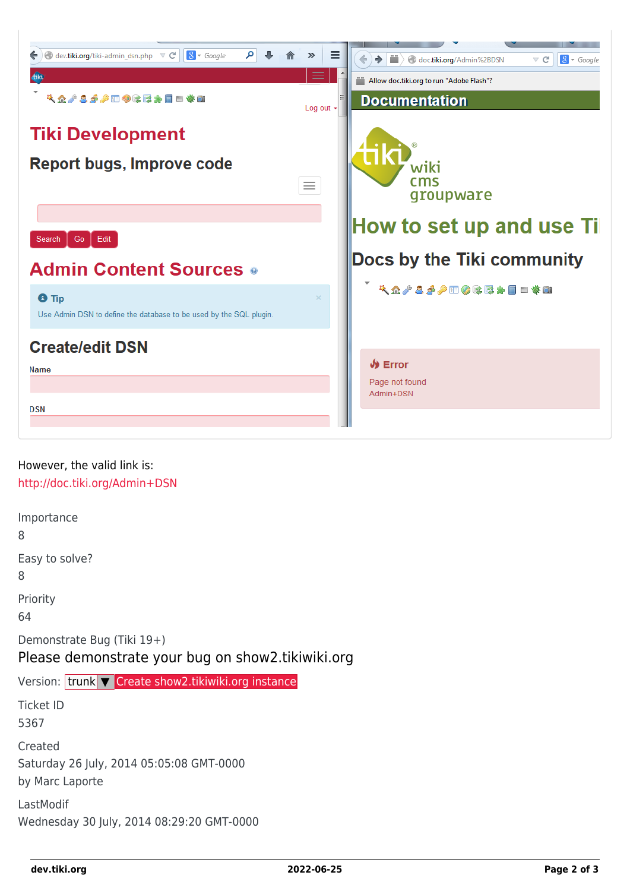However, the valid link is:
http://doc.tiki.org/Admin+DSN

Importance
8

Easy to solve?
8

Priority
64

Demonstrate Bug (Tiki 19+)
Please demonstrate your bug on show2.tikiwiki.org

Version: trunk ▼ Create show2.tikiwiki.org instance

Ticket ID
5367

Created
Saturday 26 July, 2014 05:05:08 GMT-0000
by Marc Laporte

LastModif
Wednesday 30 July, 2014 08:29:20 GMT-0000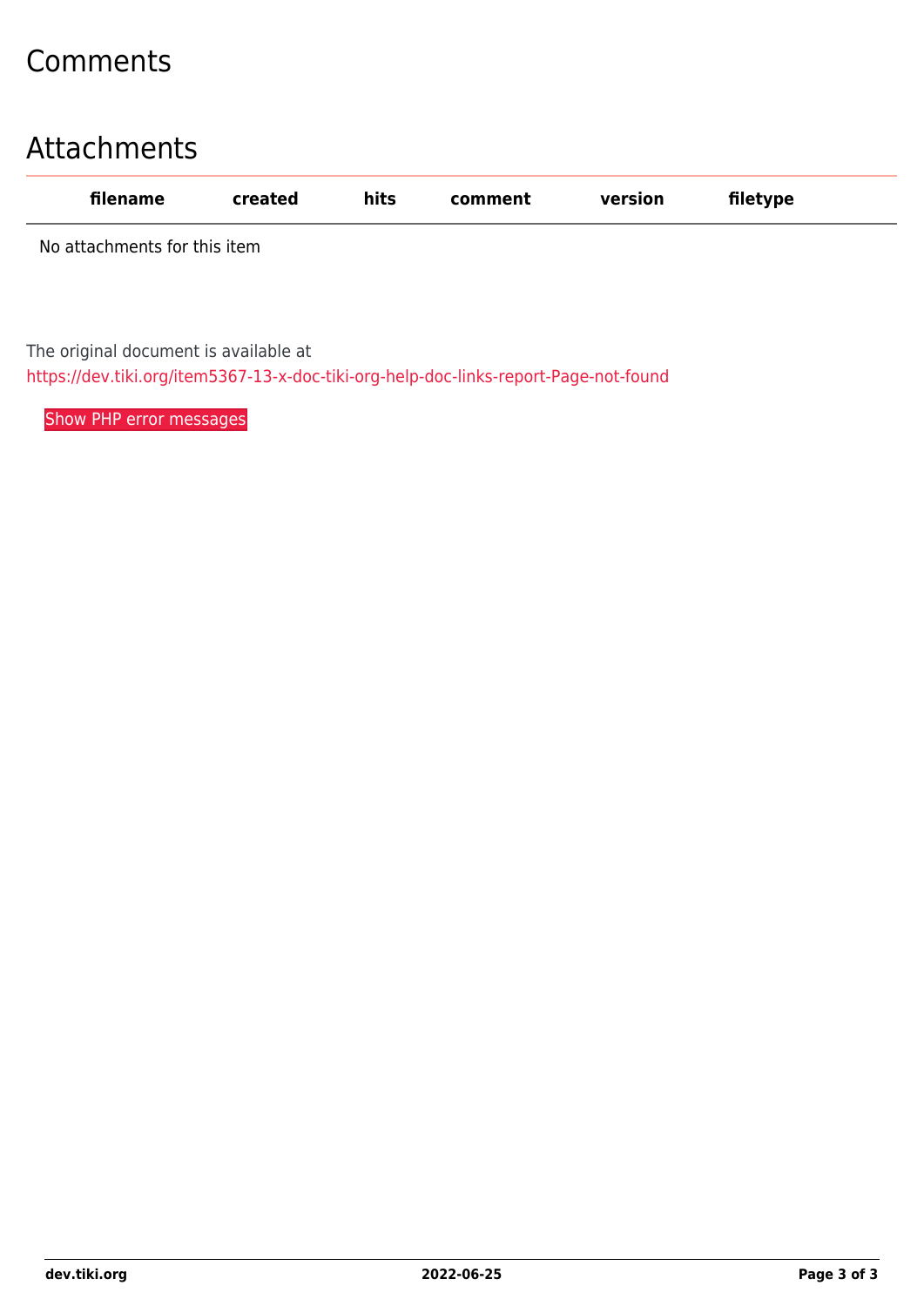## Comments

## Attachments

| filename | created | hits | comment | version | filetype |
|---|---|---|---|---|---|
| No attachments for this item | | | | | |

The original document is available at
https://dev.tiki.org/item5367-13-x-doc-tiki-org-help-doc-links-report-Page-not-found

Show PHP error messages